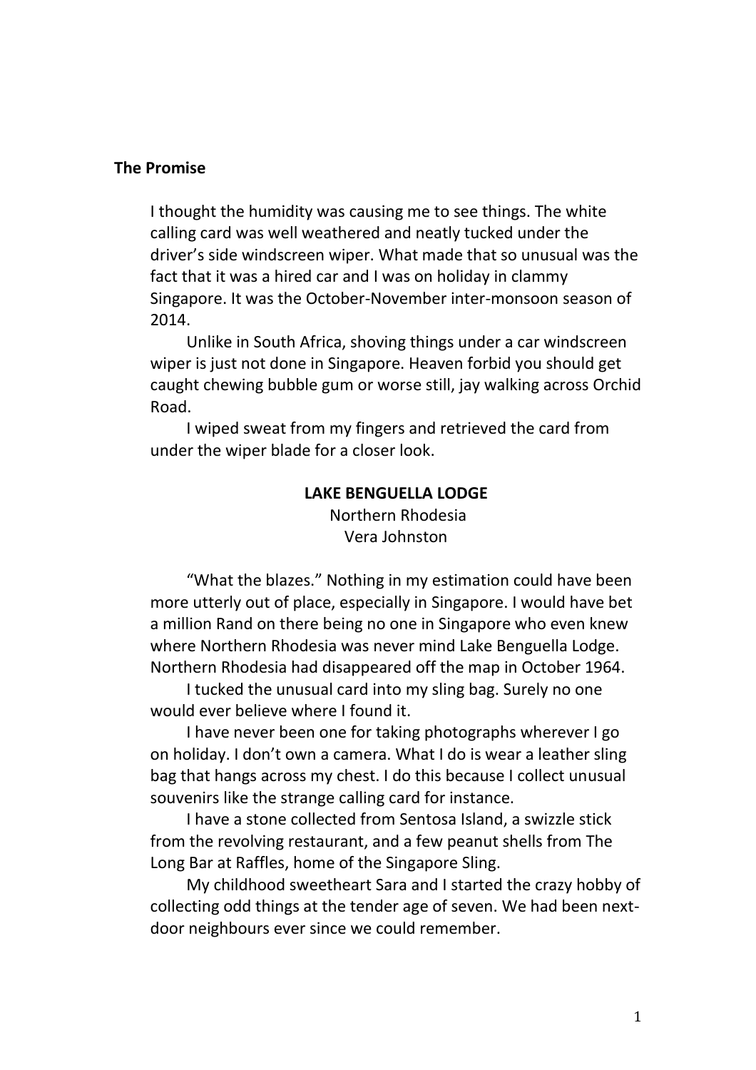# The Promise

I thought the humidity was causing me to see things. The white calling card was well weathered and neatly tucked under the driver's side windscreen wiper. What made that so unusual was the fact that it was a hired car and I was on holiday in clammy Singapore. It was the October-November inter-monsoon season of 2014.

Unlike in South Africa, shoving things under a car windscreen wiper is just not done in Singapore. Heaven forbid you should get caught chewing bubble gum or worse still, jay walking across Orchid Road.

I wiped sweat from my fingers and retrieved the card from under the wiper blade for a closer look.

**LAKE BENGUELLA LODGE**
Northern Rhodesia
Vera Johnston

"What the blazes." Nothing in my estimation could have been more utterly out of place, especially in Singapore. I would have bet a million Rand on there being no one in Singapore who even knew where Northern Rhodesia was never mind Lake Benguella Lodge. Northern Rhodesia had disappeared off the map in October 1964.

I tucked the unusual card into my sling bag. Surely no one would ever believe where I found it.

I have never been one for taking photographs wherever I go on holiday. I don't own a camera. What I do is wear a leather sling bag that hangs across my chest. I do this because I collect unusual souvenirs like the strange calling card for instance.

I have a stone collected from Sentosa Island, a swizzle stick from the revolving restaurant, and a few peanut shells from The Long Bar at Raffles, home of the Singapore Sling.

My childhood sweetheart Sara and I started the crazy hobby of collecting odd things at the tender age of seven. We had been next-door neighbours ever since we could remember.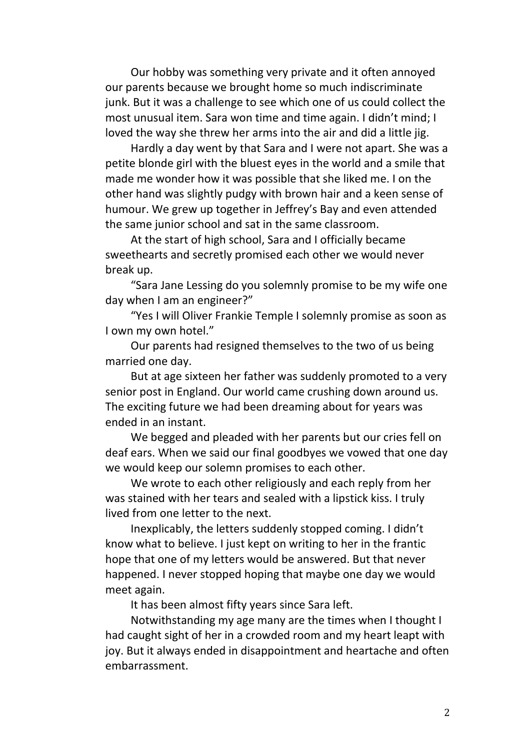Our hobby was something very private and it often annoyed our parents because we brought home so much indiscriminate junk. But it was a challenge to see which one of us could collect the most unusual item. Sara won time and time again. I didn't mind; I loved the way she threw her arms into the air and did a little jig.

Hardly a day went by that Sara and I were not apart. She was a petite blonde girl with the bluest eyes in the world and a smile that made me wonder how it was possible that she liked me. I on the other hand was slightly pudgy with brown hair and a keen sense of humour. We grew up together in Jeffrey's Bay and even attended the same junior school and sat in the same classroom.

At the start of high school, Sara and I officially became sweethearts and secretly promised each other we would never break up.

"Sara Jane Lessing do you solemnly promise to be my wife one day when I am an engineer?"

"Yes I will Oliver Frankie Temple I solemnly promise as soon as I own my own hotel."

Our parents had resigned themselves to the two of us being married one day.

But at age sixteen her father was suddenly promoted to a very senior post in England. Our world came crushing down around us. The exciting future we had been dreaming about for years was ended in an instant.

We begged and pleaded with her parents but our cries fell on deaf ears. When we said our final goodbyes we vowed that one day we would keep our solemn promises to each other.

We wrote to each other religiously and each reply from her was stained with her tears and sealed with a lipstick kiss. I truly lived from one letter to the next.

Inexplicably, the letters suddenly stopped coming. I didn't know what to believe. I just kept on writing to her in the frantic hope that one of my letters would be answered. But that never happened. I never stopped hoping that maybe one day we would meet again.

It has been almost fifty years since Sara left.

Notwithstanding my age many are the times when I thought I had caught sight of her in a crowded room and my heart leapt with joy. But it always ended in disappointment and heartache and often embarrassment.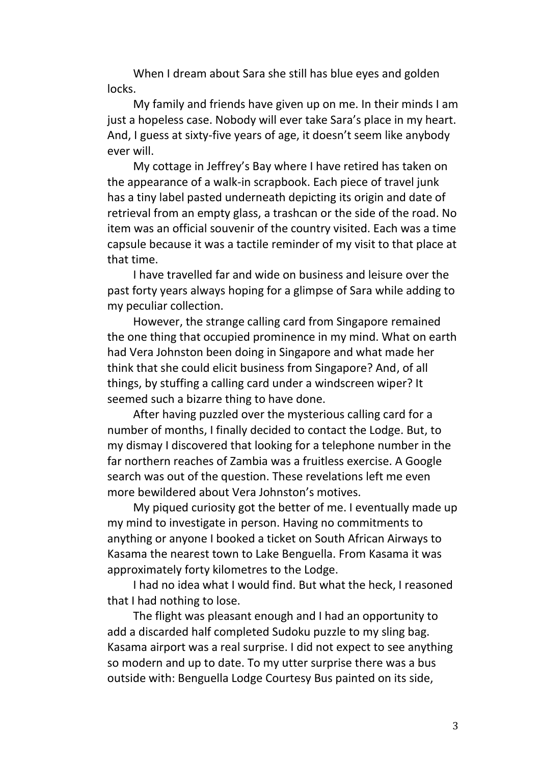When I dream about Sara she still has blue eyes and golden locks.

My family and friends have given up on me. In their minds I am just a hopeless case. Nobody will ever take Sara's place in my heart. And, I guess at sixty-five years of age, it doesn't seem like anybody ever will.

My cottage in Jeffrey's Bay where I have retired has taken on the appearance of a walk-in scrapbook. Each piece of travel junk has a tiny label pasted underneath depicting its origin and date of retrieval from an empty glass, a trashcan or the side of the road. No item was an official souvenir of the country visited. Each was a time capsule because it was a tactile reminder of my visit to that place at that time.

I have travelled far and wide on business and leisure over the past forty years always hoping for a glimpse of Sara while adding to my peculiar collection.

However, the strange calling card from Singapore remained the one thing that occupied prominence in my mind. What on earth had Vera Johnston been doing in Singapore and what made her think that she could elicit business from Singapore? And, of all things, by stuffing a calling card under a windscreen wiper? It seemed such a bizarre thing to have done.

After having puzzled over the mysterious calling card for a number of months, I finally decided to contact the Lodge. But, to my dismay I discovered that looking for a telephone number in the far northern reaches of Zambia was a fruitless exercise. A Google search was out of the question. These revelations left me even more bewildered about Vera Johnston's motives.

My piqued curiosity got the better of me. I eventually made up my mind to investigate in person. Having no commitments to anything or anyone I booked a ticket on South African Airways to Kasama the nearest town to Lake Benguella. From Kasama it was approximately forty kilometres to the Lodge.

I had no idea what I would find. But what the heck, I reasoned that I had nothing to lose.

The flight was pleasant enough and I had an opportunity to add a discarded half completed Sudoku puzzle to my sling bag. Kasama airport was a real surprise. I did not expect to see anything so modern and up to date. To my utter surprise there was a bus outside with: Benguella Lodge Courtesy Bus painted on its side,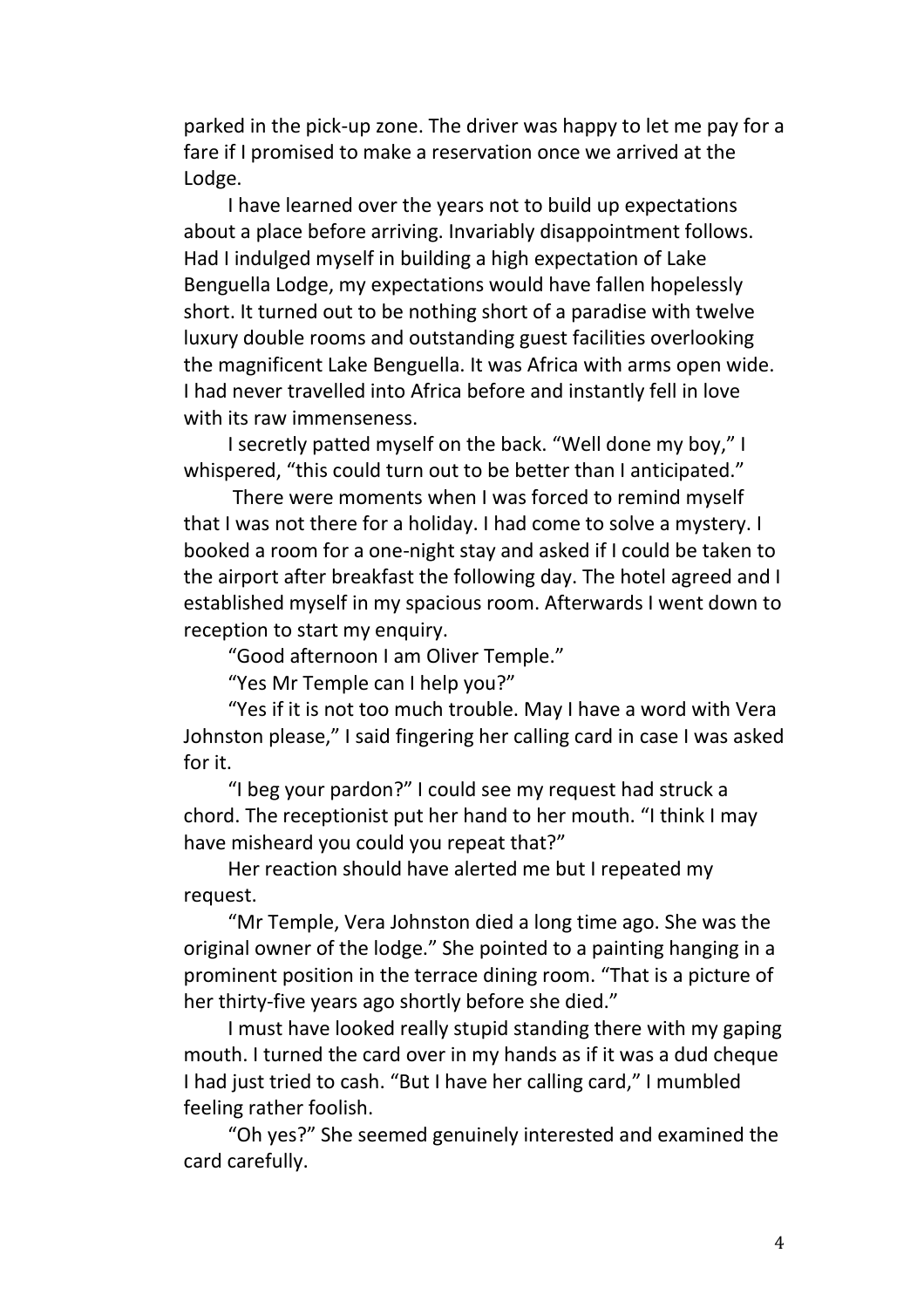parked in the pick-up zone. The driver was happy to let me pay for a fare if I promised to make a reservation once we arrived at the Lodge.

I have learned over the years not to build up expectations about a place before arriving. Invariably disappointment follows. Had I indulged myself in building a high expectation of Lake Benguella Lodge, my expectations would have fallen hopelessly short. It turned out to be nothing short of a paradise with twelve luxury double rooms and outstanding guest facilities overlooking the magnificent Lake Benguella. It was Africa with arms open wide. I had never travelled into Africa before and instantly fell in love with its raw immenseness.

I secretly patted myself on the back. "Well done my boy," I whispered, "this could turn out to be better than I anticipated."

There were moments when I was forced to remind myself that I was not there for a holiday. I had come to solve a mystery. I booked a room for a one-night stay and asked if I could be taken to the airport after breakfast the following day. The hotel agreed and I established myself in my spacious room. Afterwards I went down to reception to start my enquiry.

"Good afternoon I am Oliver Temple."

"Yes Mr Temple can I help you?"

"Yes if it is not too much trouble. May I have a word with Vera Johnston please," I said fingering her calling card in case I was asked for it.

"I beg your pardon?" I could see my request had struck a chord. The receptionist put her hand to her mouth. "I think I may have misheard you could you repeat that?"

Her reaction should have alerted me but I repeated my request.

"Mr Temple, Vera Johnston died a long time ago. She was the original owner of the lodge." She pointed to a painting hanging in a prominent position in the terrace dining room. "That is a picture of her thirty-five years ago shortly before she died."

I must have looked really stupid standing there with my gaping mouth. I turned the card over in my hands as if it was a dud cheque I had just tried to cash. "But I have her calling card," I mumbled feeling rather foolish.

"Oh yes?" She seemed genuinely interested and examined the card carefully.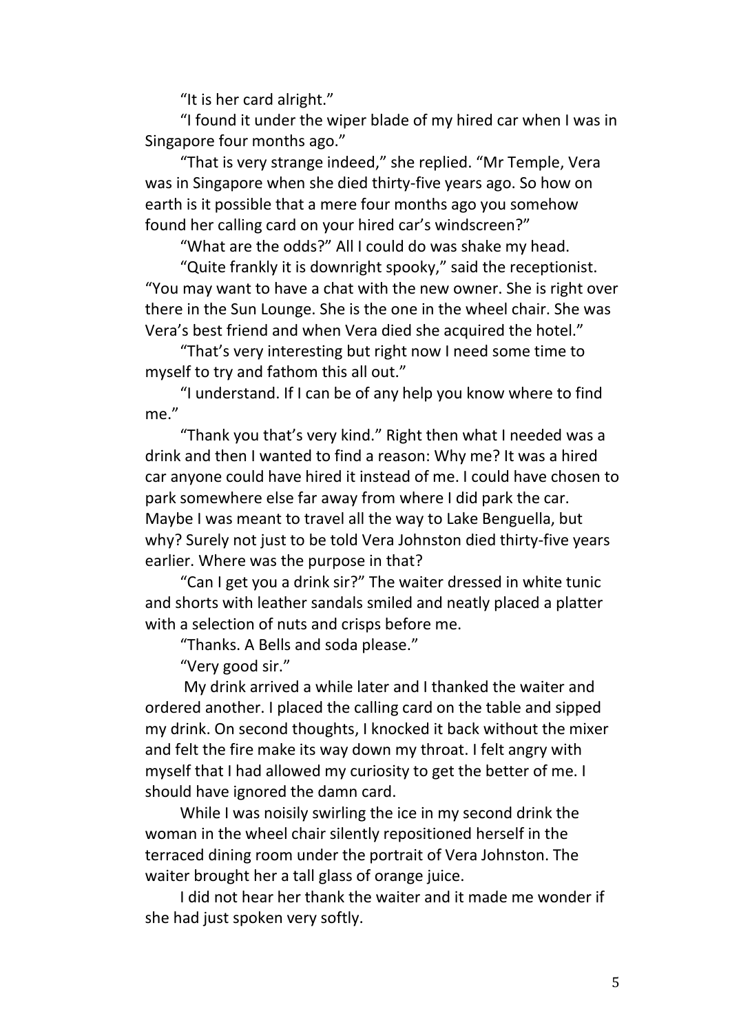"It is her card alright."

"I found it under the wiper blade of my hired car when I was in Singapore four months ago."

"That is very strange indeed," she replied. "Mr Temple, Vera was in Singapore when she died thirty-five years ago. So how on earth is it possible that a mere four months ago you somehow found her calling card on your hired car's windscreen?"

"What are the odds?" All I could do was shake my head.

"Quite frankly it is downright spooky," said the receptionist. "You may want to have a chat with the new owner. She is right over there in the Sun Lounge. She is the one in the wheel chair. She was Vera's best friend and when Vera died she acquired the hotel."

"That's very interesting but right now I need some time to myself to try and fathom this all out."

"I understand. If I can be of any help you know where to find me."

"Thank you that's very kind." Right then what I needed was a drink and then I wanted to find a reason: Why me? It was a hired car anyone could have hired it instead of me. I could have chosen to park somewhere else far away from where I did park the car. Maybe I was meant to travel all the way to Lake Benguella, but why? Surely not just to be told Vera Johnston died thirty-five years earlier. Where was the purpose in that?

"Can I get you a drink sir?" The waiter dressed in white tunic and shorts with leather sandals smiled and neatly placed a platter with a selection of nuts and crisps before me.

"Thanks. A Bells and soda please."

"Very good sir."

My drink arrived a while later and I thanked the waiter and ordered another. I placed the calling card on the table and sipped my drink. On second thoughts, I knocked it back without the mixer and felt the fire make its way down my throat. I felt angry with myself that I had allowed my curiosity to get the better of me. I should have ignored the damn card.

While I was noisily swirling the ice in my second drink the woman in the wheel chair silently repositioned herself in the terraced dining room under the portrait of Vera Johnston. The waiter brought her a tall glass of orange juice.

I did not hear her thank the waiter and it made me wonder if she had just spoken very softly.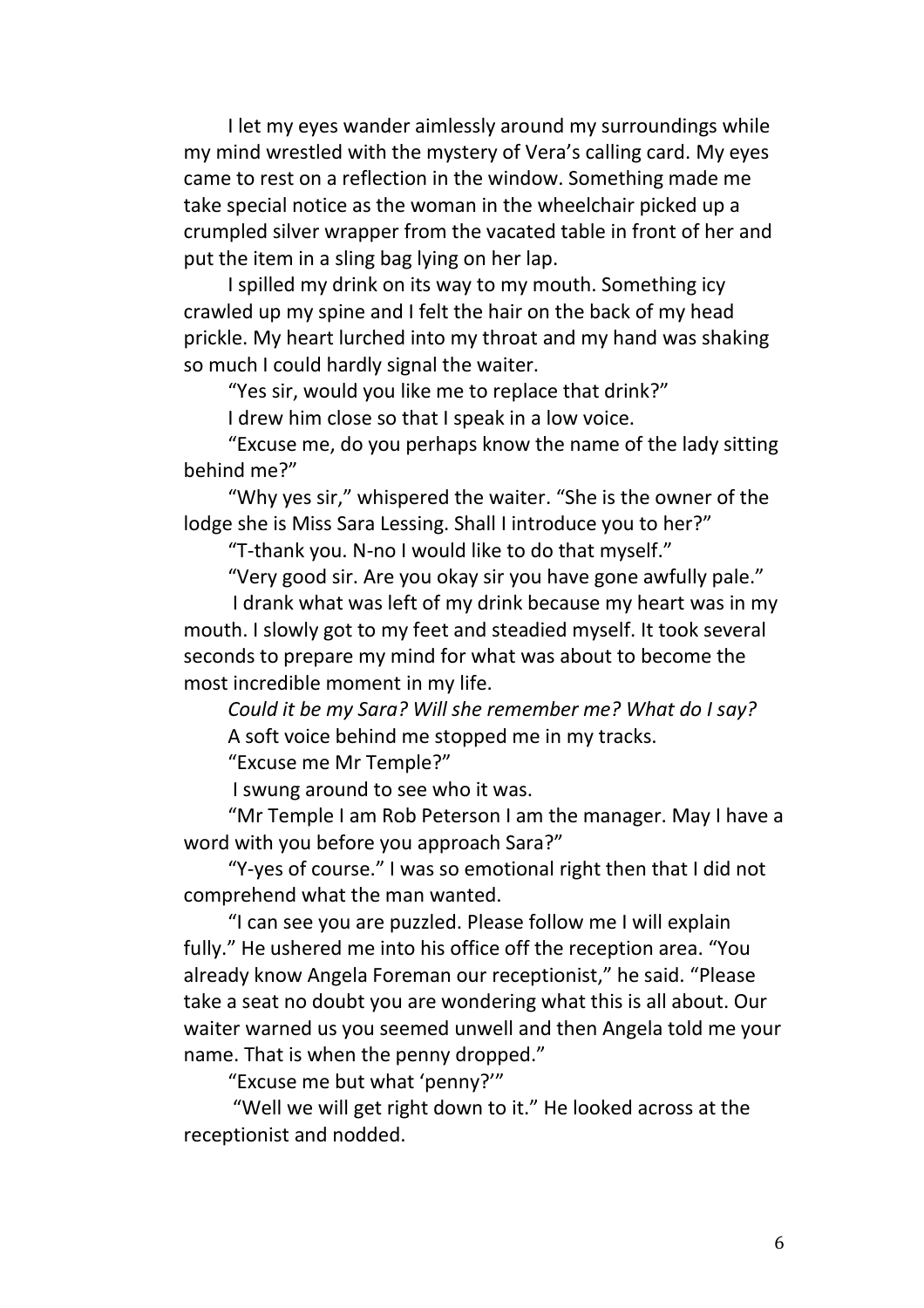I let my eyes wander aimlessly around my surroundings while my mind wrestled with the mystery of Vera's calling card. My eyes came to rest on a reflection in the window. Something made me take special notice as the woman in the wheelchair picked up a crumpled silver wrapper from the vacated table in front of her and put the item in a sling bag lying on her lap.

I spilled my drink on its way to my mouth. Something icy crawled up my spine and I felt the hair on the back of my head prickle. My heart lurched into my throat and my hand was shaking so much I could hardly signal the waiter.

"Yes sir, would you like me to replace that drink?"

I drew him close so that I speak in a low voice.

"Excuse me, do you perhaps know the name of the lady sitting behind me?"

"Why yes sir," whispered the waiter. "She is the owner of the lodge she is Miss Sara Lessing. Shall I introduce you to her?"

"T-thank you. N-no I would like to do that myself."

"Very good sir. Are you okay sir you have gone awfully pale."

I drank what was left of my drink because my heart was in my mouth. I slowly got to my feet and steadied myself. It took several seconds to prepare my mind for what was about to become the most incredible moment in my life.

*Could it be my Sara? Will she remember me? What do I say?*

A soft voice behind me stopped me in my tracks.

"Excuse me Mr Temple?"

I swung around to see who it was.

"Mr Temple I am Rob Peterson I am the manager. May I have a word with you before you approach Sara?"

"Y-yes of course." I was so emotional right then that I did not comprehend what the man wanted.

"I can see you are puzzled. Please follow me I will explain fully." He ushered me into his office off the reception area. "You already know Angela Foreman our receptionist," he said. "Please take a seat no doubt you are wondering what this is all about. Our waiter warned us you seemed unwell and then Angela told me your name. That is when the penny dropped."

"Excuse me but what 'penny?'"

"Well we will get right down to it." He looked across at the receptionist and nodded.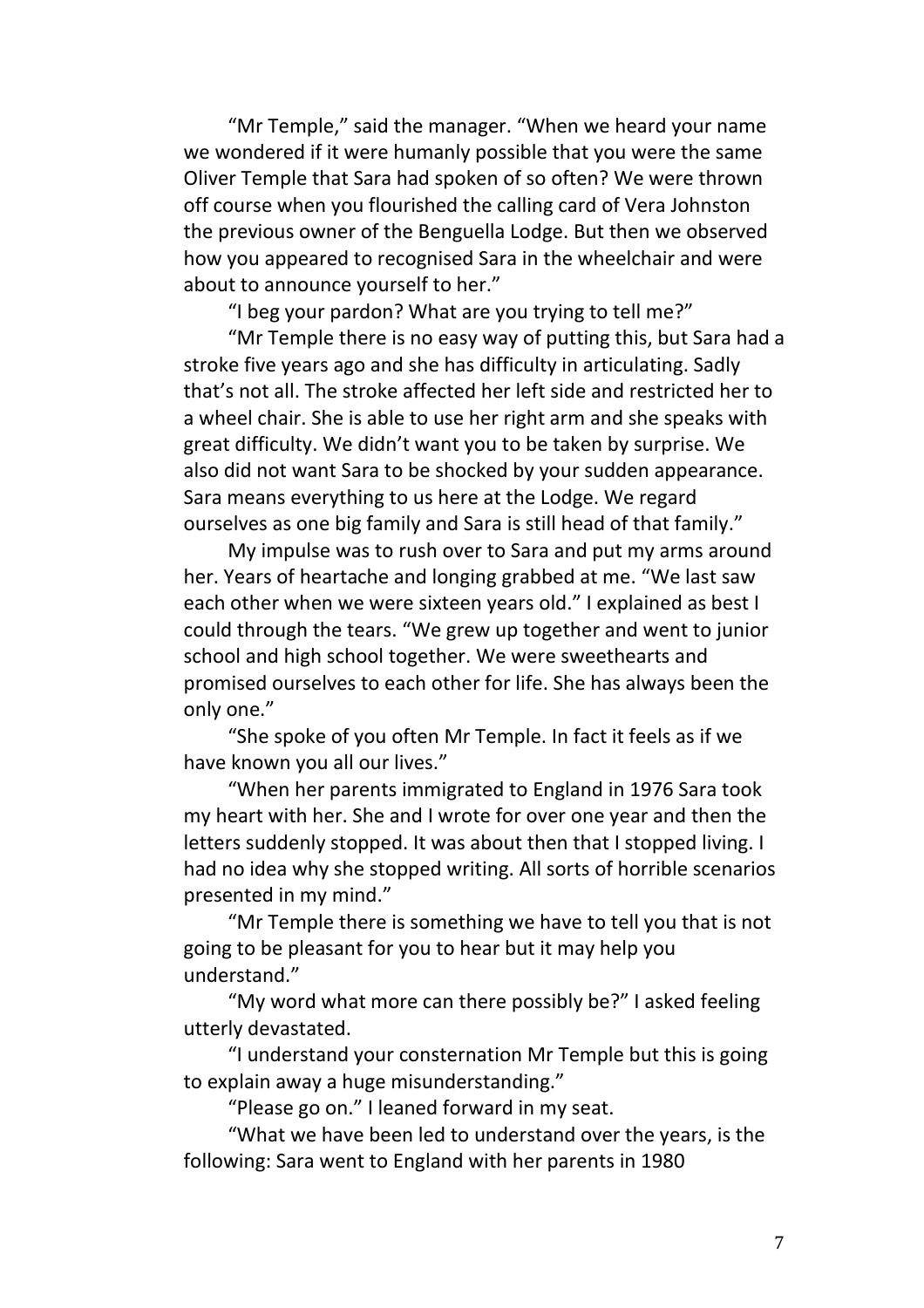"Mr Temple," said the manager. "When we heard your name we wondered if it were humanly possible that you were the same Oliver Temple that Sara had spoken of so often? We were thrown off course when you flourished the calling card of Vera Johnston the previous owner of the Benguella Lodge. But then we observed how you appeared to recognised Sara in the wheelchair and were about to announce yourself to her."

"I beg your pardon? What are you trying to tell me?"

"Mr Temple there is no easy way of putting this, but Sara had a stroke five years ago and she has difficulty in articulating. Sadly that's not all. The stroke affected her left side and restricted her to a wheel chair. She is able to use her right arm and she speaks with great difficulty. We didn't want you to be taken by surprise. We also did not want Sara to be shocked by your sudden appearance. Sara means everything to us here at the Lodge. We regard ourselves as one big family and Sara is still head of that family."

My impulse was to rush over to Sara and put my arms around her. Years of heartache and longing grabbed at me. "We last saw each other when we were sixteen years old." I explained as best I could through the tears. "We grew up together and went to junior school and high school together. We were sweethearts and promised ourselves to each other for life. She has always been the only one."

"She spoke of you often Mr Temple. In fact it feels as if we have known you all our lives."

"When her parents immigrated to England in 1976 Sara took my heart with her. She and I wrote for over one year and then the letters suddenly stopped. It was about then that I stopped living. I had no idea why she stopped writing. All sorts of horrible scenarios presented in my mind."

"Mr Temple there is something we have to tell you that is not going to be pleasant for you to hear but it may help you understand."

"My word what more can there possibly be?" I asked feeling utterly devastated.

"I understand your consternation Mr Temple but this is going to explain away a huge misunderstanding."

"Please go on." I leaned forward in my seat.

"What we have been led to understand over the years, is the following: Sara went to England with her parents in 1980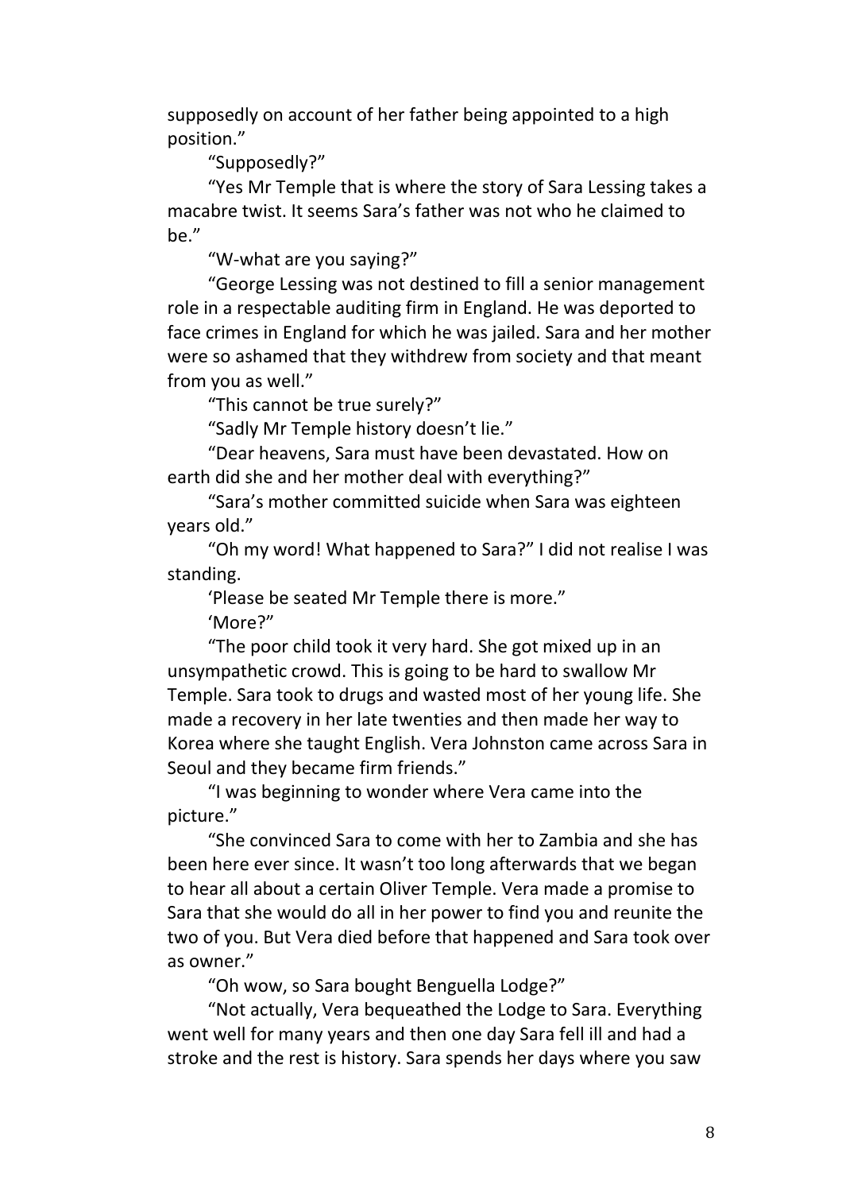supposedly on account of her father being appointed to a high position."

"Supposedly?"

"Yes Mr Temple that is where the story of Sara Lessing takes a macabre twist. It seems Sara's father was not who he claimed to be."

"W-what are you saying?"

"George Lessing was not destined to fill a senior management role in a respectable auditing firm in England. He was deported to face crimes in England for which he was jailed. Sara and her mother were so ashamed that they withdrew from society and that meant from you as well."

"This cannot be true surely?"

"Sadly Mr Temple history doesn't lie."

"Dear heavens, Sara must have been devastated. How on earth did she and her mother deal with everything?"

"Sara's mother committed suicide when Sara was eighteen years old."

"Oh my word! What happened to Sara?" I did not realise I was standing.

'Please be seated Mr Temple there is more."

'More?"

"The poor child took it very hard. She got mixed up in an unsympathetic crowd. This is going to be hard to swallow Mr Temple. Sara took to drugs and wasted most of her young life. She made a recovery in her late twenties and then made her way to Korea where she taught English. Vera Johnston came across Sara in Seoul and they became firm friends."

"I was beginning to wonder where Vera came into the picture."

"She convinced Sara to come with her to Zambia and she has been here ever since. It wasn't too long afterwards that we began to hear all about a certain Oliver Temple. Vera made a promise to Sara that she would do all in her power to find you and reunite the two of you. But Vera died before that happened and Sara took over as owner."

"Oh wow, so Sara bought Benguella Lodge?"

"Not actually, Vera bequeathed the Lodge to Sara. Everything went well for many years and then one day Sara fell ill and had a stroke and the rest is history. Sara spends her days where you saw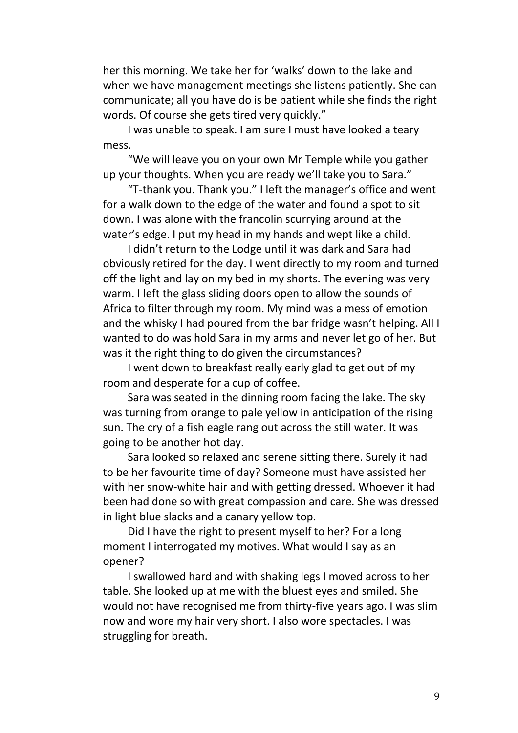her this morning. We take her for 'walks' down to the lake and when we have management meetings she listens patiently. She can communicate; all you have do is be patient while she finds the right words. Of course she gets tired very quickly."

I was unable to speak. I am sure I must have looked a teary mess.

"We will leave you on your own Mr Temple while you gather up your thoughts. When you are ready we'll take you to Sara."

"T-thank you. Thank you." I left the manager's office and went for a walk down to the edge of the water and found a spot to sit down. I was alone with the francolin scurrying around at the water's edge. I put my head in my hands and wept like a child.

I didn't return to the Lodge until it was dark and Sara had obviously retired for the day. I went directly to my room and turned off the light and lay on my bed in my shorts. The evening was very warm. I left the glass sliding doors open to allow the sounds of Africa to filter through my room. My mind was a mess of emotion and the whisky I had poured from the bar fridge wasn't helping. All I wanted to do was hold Sara in my arms and never let go of her. But was it the right thing to do given the circumstances?

I went down to breakfast really early glad to get out of my room and desperate for a cup of coffee.

Sara was seated in the dinning room facing the lake. The sky was turning from orange to pale yellow in anticipation of the rising sun. The cry of a fish eagle rang out across the still water. It was going to be another hot day.

Sara looked so relaxed and serene sitting there. Surely it had to be her favourite time of day? Someone must have assisted her with her snow-white hair and with getting dressed. Whoever it had been had done so with great compassion and care. She was dressed in light blue slacks and a canary yellow top.

Did I have the right to present myself to her? For a long moment I interrogated my motives. What would I say as an opener?

I swallowed hard and with shaking legs I moved across to her table. She looked up at me with the bluest eyes and smiled. She would not have recognised me from thirty-five years ago. I was slim now and wore my hair very short. I also wore spectacles. I was struggling for breath.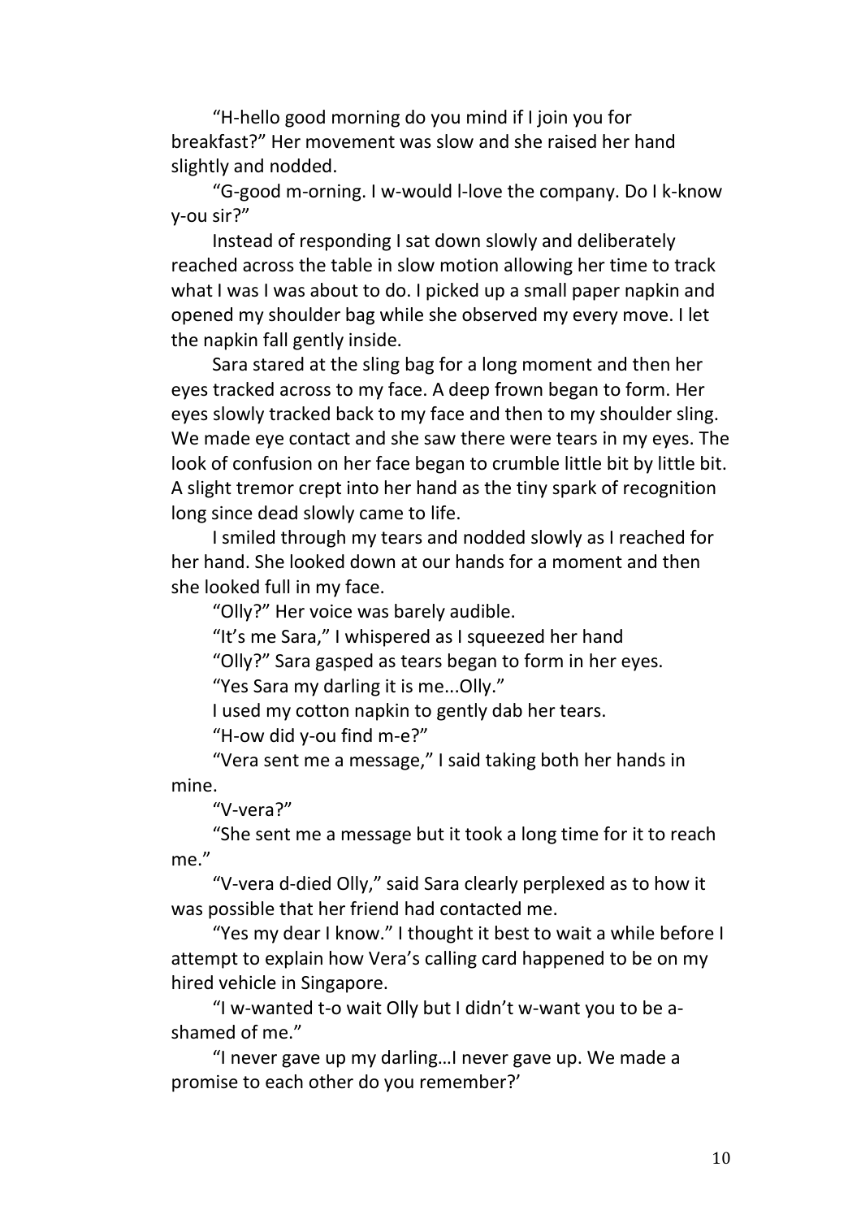"H-hello good morning do you mind if I join you for breakfast?" Her movement was slow and she raised her hand slightly and nodded.

"G-good m-orning. I w-would l-love the company. Do I k-know y-ou sir?"

Instead of responding I sat down slowly and deliberately reached across the table in slow motion allowing her time to track what I was I was about to do. I picked up a small paper napkin and opened my shoulder bag while she observed my every move. I let the napkin fall gently inside.

Sara stared at the sling bag for a long moment and then her eyes tracked across to my face. A deep frown began to form. Her eyes slowly tracked back to my face and then to my shoulder sling. We made eye contact and she saw there were tears in my eyes. The look of confusion on her face began to crumble little bit by little bit. A slight tremor crept into her hand as the tiny spark of recognition long since dead slowly came to life.

I smiled through my tears and nodded slowly as I reached for her hand. She looked down at our hands for a moment and then she looked full in my face.

"Olly?" Her voice was barely audible.

"It's me Sara," I whispered as I squeezed her hand

"Olly?" Sara gasped as tears began to form in her eyes.

"Yes Sara my darling it is me...Olly."

I used my cotton napkin to gently dab her tears.

"H-ow did y-ou find m-e?"

"Vera sent me a message," I said taking both her hands in mine.

"V-vera?"

"She sent me a message but it took a long time for it to reach me."

"V-vera d-died Olly," said Sara clearly perplexed as to how it was possible that her friend had contacted me.

"Yes my dear I know." I thought it best to wait a while before I attempt to explain how Vera's calling card happened to be on my hired vehicle in Singapore.

"I w-wanted t-o wait Olly but I didn't w-want you to be a-shamed of me."

"I never gave up my darling…I never gave up. We made a promise to each other do you remember?'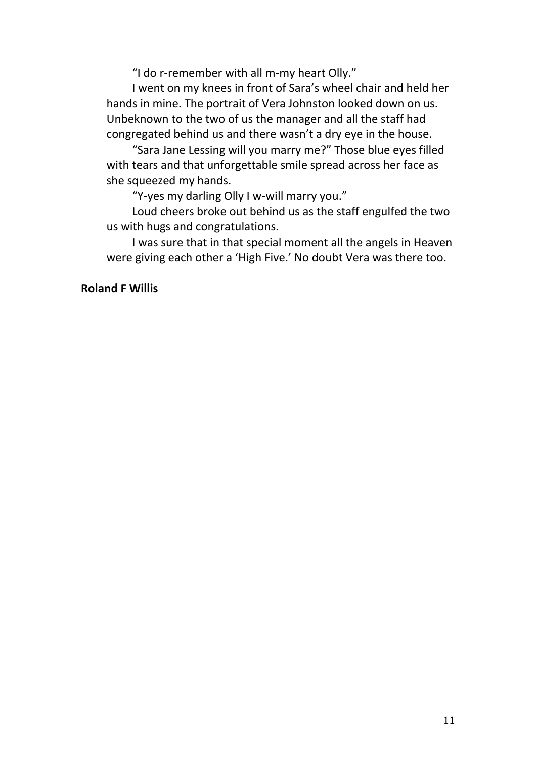"I do r-remember with all m-my heart Olly."

I went on my knees in front of Sara's wheel chair and held her hands in mine. The portrait of Vera Johnston looked down on us. Unbeknown to the two of us the manager and all the staff had congregated behind us and there wasn't a dry eye in the house.

"Sara Jane Lessing will you marry me?" Those blue eyes filled with tears and that unforgettable smile spread across her face as she squeezed my hands.

"Y-yes my darling Olly I w-will marry you."

Loud cheers broke out behind us as the staff engulfed the two us with hugs and congratulations.

I was sure that in that special moment all the angels in Heaven were giving each other a 'High Five.' No doubt Vera was there too.

**Roland F Willis**